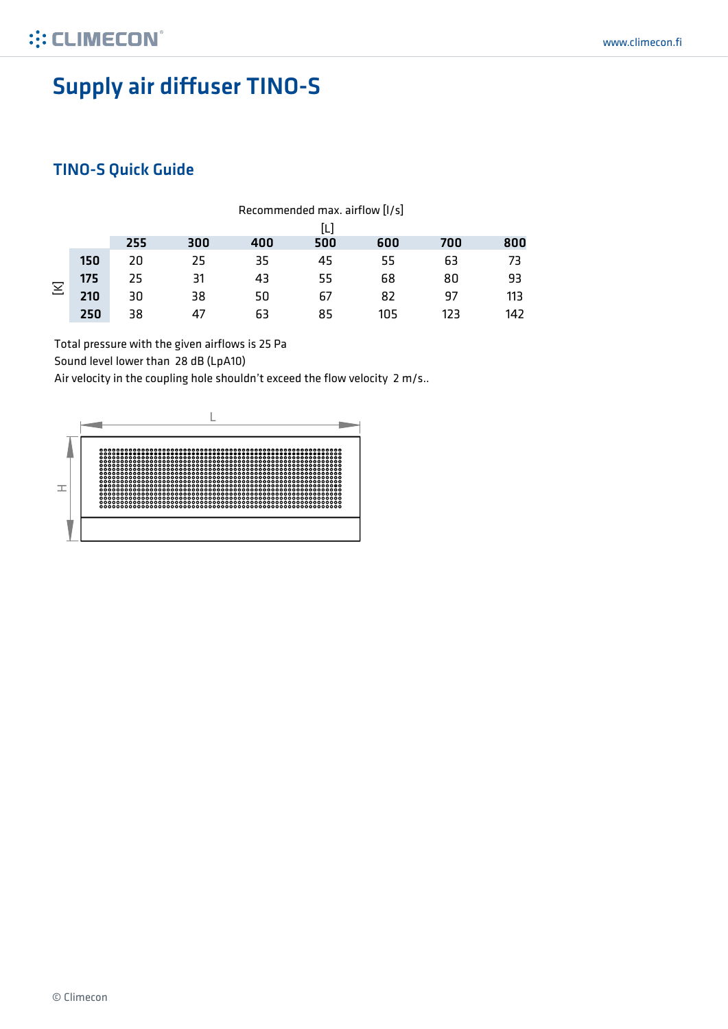# Supply air diffuser TINO-S

## TINO-S Quick Guide

Recommended max. airflow [l/s]

| [K] \ [L] | 255 | 300 | 400 | 500 | 600 | 700 | 800 |
|---|---|---|---|---|---|---|---|
| **150** | 20 | 25 | 35 | 45 | 55 | 63 | 73 |
| **175** | 25 | 31 | 43 | 55 | 68 | 80 | 93 |
| **210** | 30 | 38 | 50 | 67 | 82 | 97 | 113 |
| **250** | 38 | 47 | 63 | 85 | 105 | 123 | 142 |

Total pressure with the given airflows is 25 Pa

Sound level lower than 28 dB (LpA10)

Air velocity in the coupling hole shouldn't exceed the flow velocity 2 m/s..

L

H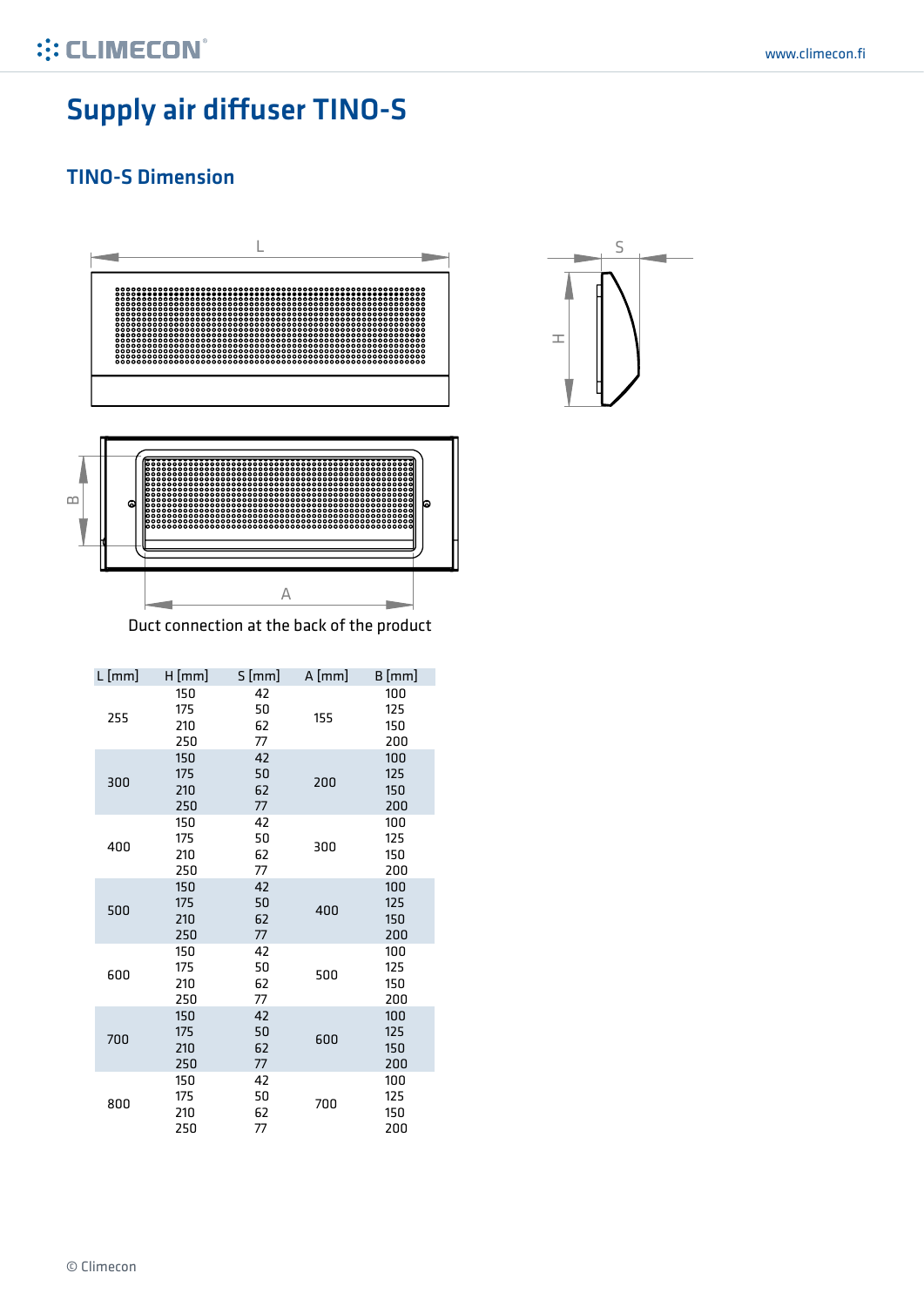# Supply air diffuser TINO-S

## TINO-S Dimension

Duct connection at the back of the product

| L [mm] | H [mm] | S [mm] | A [mm] | B [mm] |
|---|---|---|---|---|
| 255 | 150 | 42 | 155 | 100 |
| | 175 | 50 | | 125 |
| | 210 | 62 | | 150 |
| | 250 | 77 | | 200 |
| 300 | 150 | 42 | 200 | 100 |
| | 175 | 50 | | 125 |
| | 210 | 62 | | 150 |
| | 250 | 77 | | 200 |
| 400 | 150 | 42 | 300 | 100 |
| | 175 | 50 | | 125 |
| | 210 | 62 | | 150 |
| | 250 | 77 | | 200 |
| 500 | 150 | 42 | 400 | 100 |
| | 175 | 50 | | 125 |
| | 210 | 62 | | 150 |
| | 250 | 77 | | 200 |
| 600 | 150 | 42 | 500 | 100 |
| | 175 | 50 | | 125 |
| | 210 | 62 | | 150 |
| | 250 | 77 | | 200 |
| 700 | 150 | 42 | 600 | 100 |
| | 175 | 50 | | 125 |
| | 210 | 62 | | 150 |
| | 250 | 77 | | 200 |
| 800 | 150 | 42 | 700 | 100 |
| | 175 | 50 | | 125 |
| | 210 | 62 | | 150 |
| | 250 | 77 | | 200 |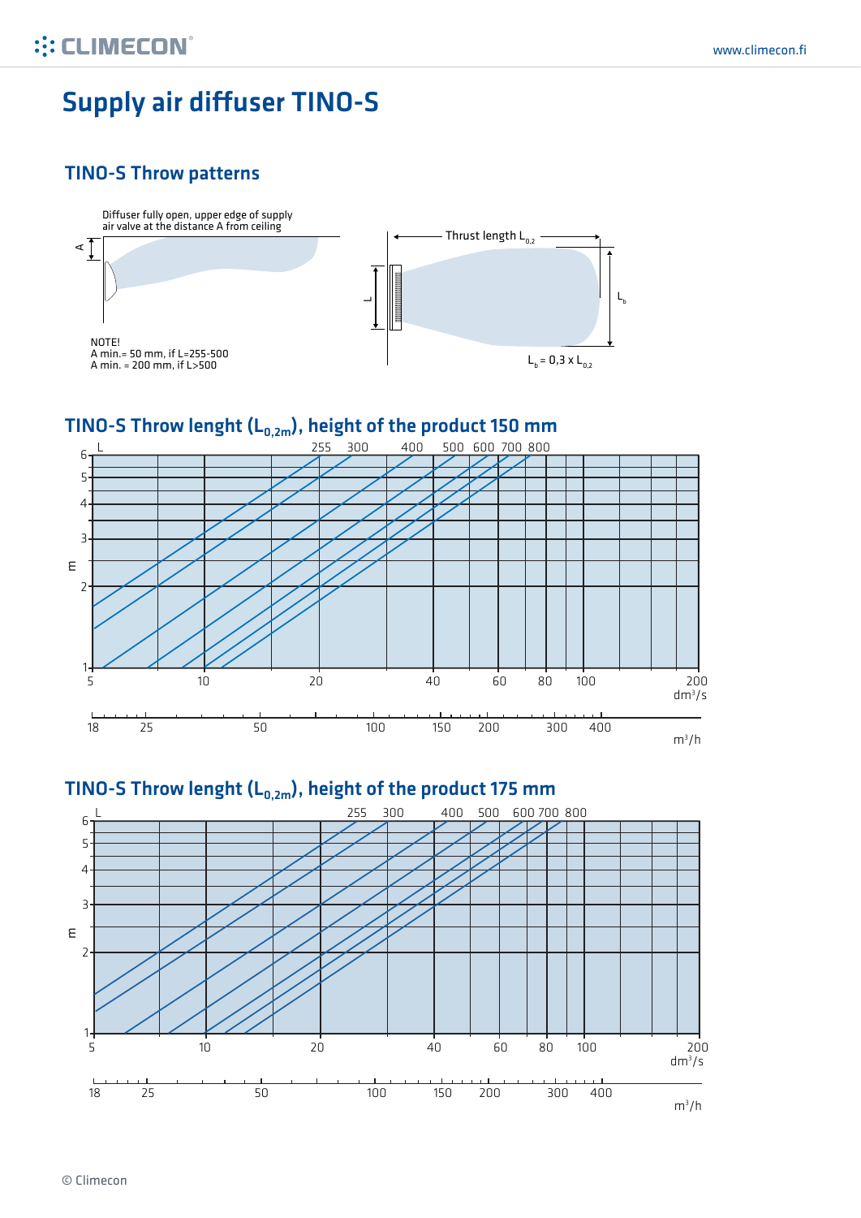# Supply air diffuser TINO-S

## TINO-S Throw patterns

Diffuser fully open, upper edge of supply air valve at the distance A from ceiling

NOTE!
A min.= 50 mm, if L=255-500
A min. = 200 mm, if L>500

Thrust length $L_{0,2}$

$L_b = 0,3 \times L_{0,2}$

## TINO-S Throw lenght ($L_{0,2m}$), height of the product 150 mm

L: 255, 300, 400, 500, 600, 700, 800

m: 1, 2, 3, 4, 5, 6

dm³/s: 5, 10, 20, 40, 60, 80, 100, 200

m³/h: 18, 25, 50, 100, 150, 200, 300, 400

## TINO-S Throw lenght ($L_{0,2m}$), height of the product 175 mm

L: 255, 300, 400, 500, 600, 700, 800

m: 1, 2, 3, 4, 5, 6

dm³/s: 5, 10, 20, 40, 60, 80, 100, 200

m³/h: 18, 25, 50, 100, 150, 200, 300, 400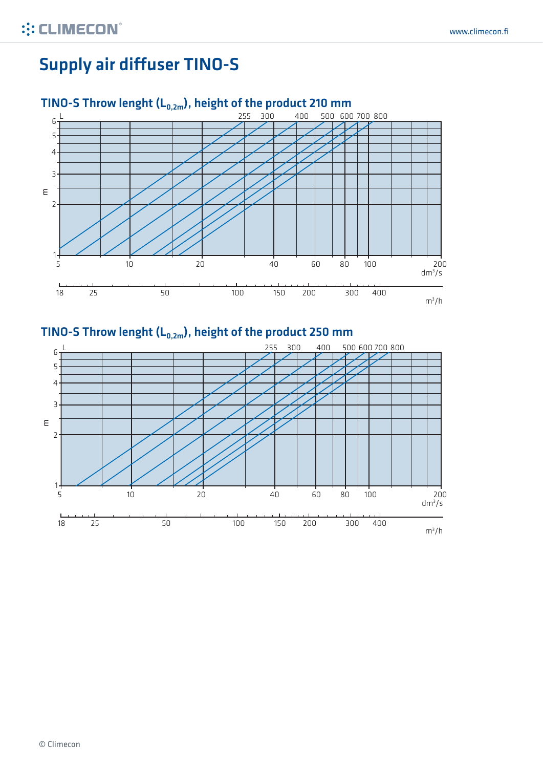# Supply air diffuser TINO-S

## TINO-S Throw lenght ($L_{0,2m}$), height of the product 210 mm

L

255 300 400 500 600 700 800

6
5
4
3
2
1

m

5 10 20 40 60 80 100 200

dm³/s

18 25 50 100 150 200 300 400

m³/h

## TINO-S Throw lenght ($L_{0,2m}$), height of the product 250 mm

L

255 300 400 500 600 700 800

6
5
4
3
2
1

m

5 10 20 40 60 80 100 200

dm³/s

18 25 50 100 150 200 300 400

m³/h

© Climecon